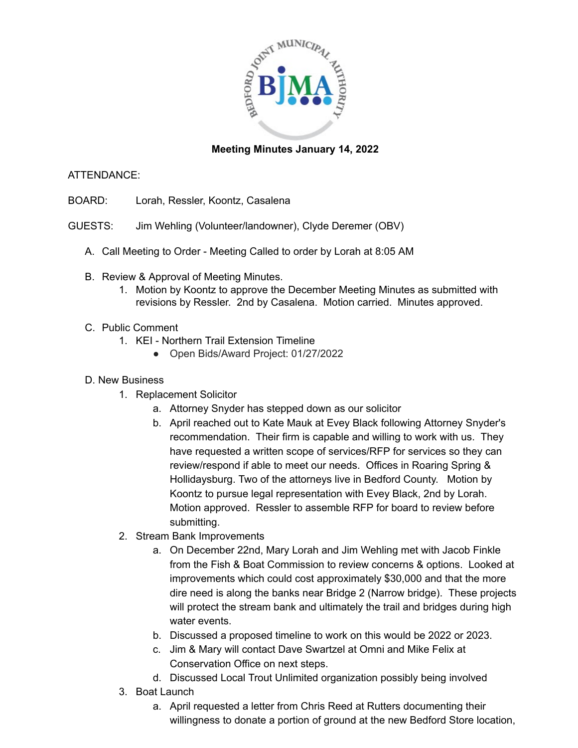**Meeting Minutes January 14, 2022**

ATTENDANCE:

BOARD: Lorah, Ressler, Koontz, Casalena

GUESTS: Jim Wehling (Volunteer/landowner), Clyde Deremer (OBV)

A. Call Meeting to Order - Meeting Called to order by Lorah at 8:05 AM

B. Review & Approval of Meeting Minutes.
   1. Motion by Koontz to approve the December Meeting Minutes as submitted with revisions by Ressler. 2nd by Casalena. Motion carried. Minutes approved.

C. Public Comment
   1. KEI - Northern Trail Extension Timeline
      - Open Bids/Award Project: 01/27/2022

D. New Business
   1. Replacement Solicitor
      a. Attorney Snyder has stepped down as our solicitor
      b. April reached out to Kate Mauk at Evey Black following Attorney Snyder's recommendation. Their firm is capable and willing to work with us. They have requested a written scope of services/RFP for services so they can review/respond if able to meet our needs. Offices in Roaring Spring & Hollidaysburg. Two of the attorneys live in Bedford County. Motion by Koontz to pursue legal representation with Evey Black, 2nd by Lorah. Motion approved. Ressler to assemble RFP for board to review before submitting.
   2. Stream Bank Improvements
      a. On December 22nd, Mary Lorah and Jim Wehling met with Jacob Finkle from the Fish & Boat Commission to review concerns & options. Looked at improvements which could cost approximately $30,000 and that the more dire need is along the banks near Bridge 2 (Narrow bridge). These projects will protect the stream bank and ultimately the trail and bridges during high water events.
      b. Discussed a proposed timeline to work on this would be 2022 or 2023.
      c. Jim & Mary will contact Dave Swartzel at Omni and Mike Felix at Conservation Office on next steps.
      d. Discussed Local Trout Unlimited organization possibly being involved
   3. Boat Launch
      a. April requested a letter from Chris Reed at Rutters documenting their willingness to donate a portion of ground at the new Bedford Store location,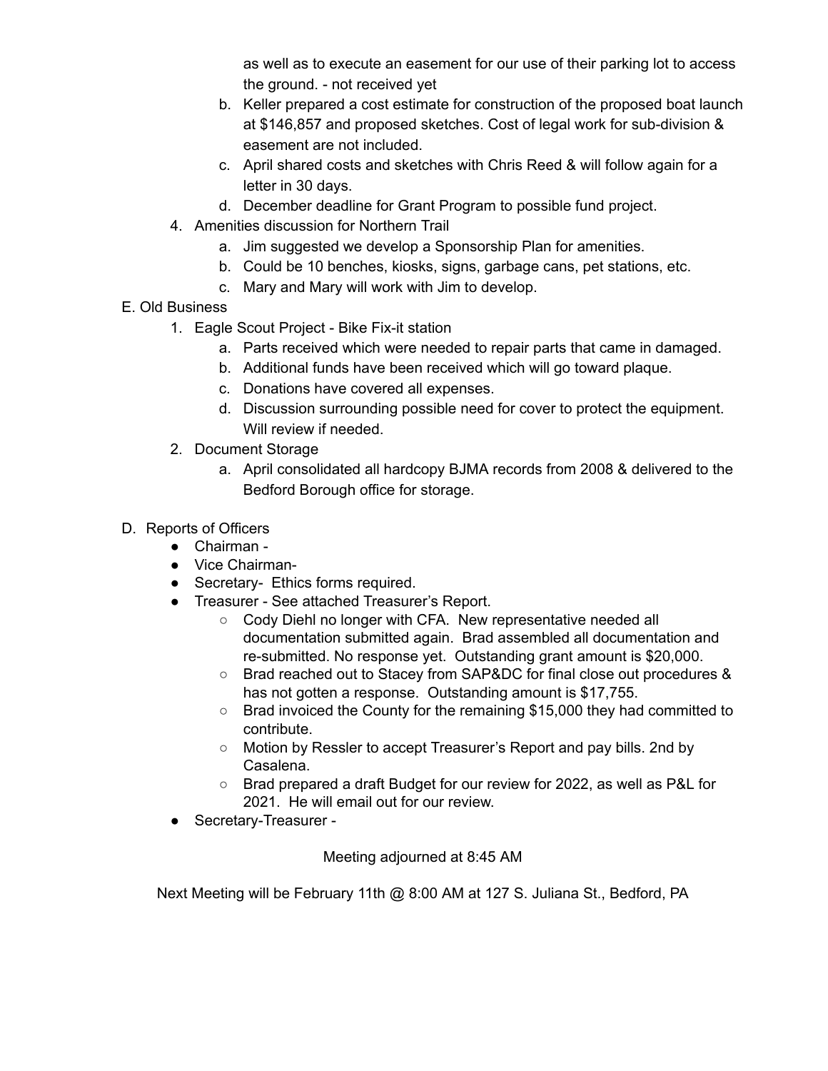as well as to execute an easement for our use of their parking lot to access the ground. - not received yet

   b. Keller prepared a cost estimate for construction of the proposed boat launch at $146,857 and proposed sketches. Cost of legal work for sub-division & easement are not included.
   c. April shared costs and sketches with Chris Reed & will follow again for a letter in 30 days.
   d. December deadline for Grant Program to possible fund project.

4. Amenities discussion for Northern Trail
   a. Jim suggested we develop a Sponsorship Plan for amenities.
   b. Could be 10 benches, kiosks, signs, garbage cans, pet stations, etc.
   c. Mary and Mary will work with Jim to develop.

E. Old Business

1. Eagle Scout Project - Bike Fix-it station
   a. Parts received which were needed to repair parts that came in damaged.
   b. Additional funds have been received which will go toward plaque.
   c. Donations have covered all expenses.
   d. Discussion surrounding possible need for cover to protect the equipment. Will review if needed.
2. Document Storage
   a. April consolidated all hardcopy BJMA records from 2008 & delivered to the Bedford Borough office for storage.

D. Reports of Officers

- Chairman -
- Vice Chairman-
- Secretary- Ethics forms required.
- Treasurer - See attached Treasurer's Report.
  - Cody Diehl no longer with CFA. New representative needed all documentation submitted again. Brad assembled all documentation and re-submitted. No response yet. Outstanding grant amount is $20,000.
  - Brad reached out to Stacey from SAP&DC for final close out procedures & has not gotten a response. Outstanding amount is $17,755.
  - Brad invoiced the County for the remaining $15,000 they had committed to contribute.
  - Motion by Ressler to accept Treasurer's Report and pay bills. 2nd by Casalena.
  - Brad prepared a draft Budget for our review for 2022, as well as P&L for 2021. He will email out for our review.
- Secretary-Treasurer -

Meeting adjourned at 8:45 AM

Next Meeting will be February 11th @ 8:00 AM at 127 S. Juliana St., Bedford, PA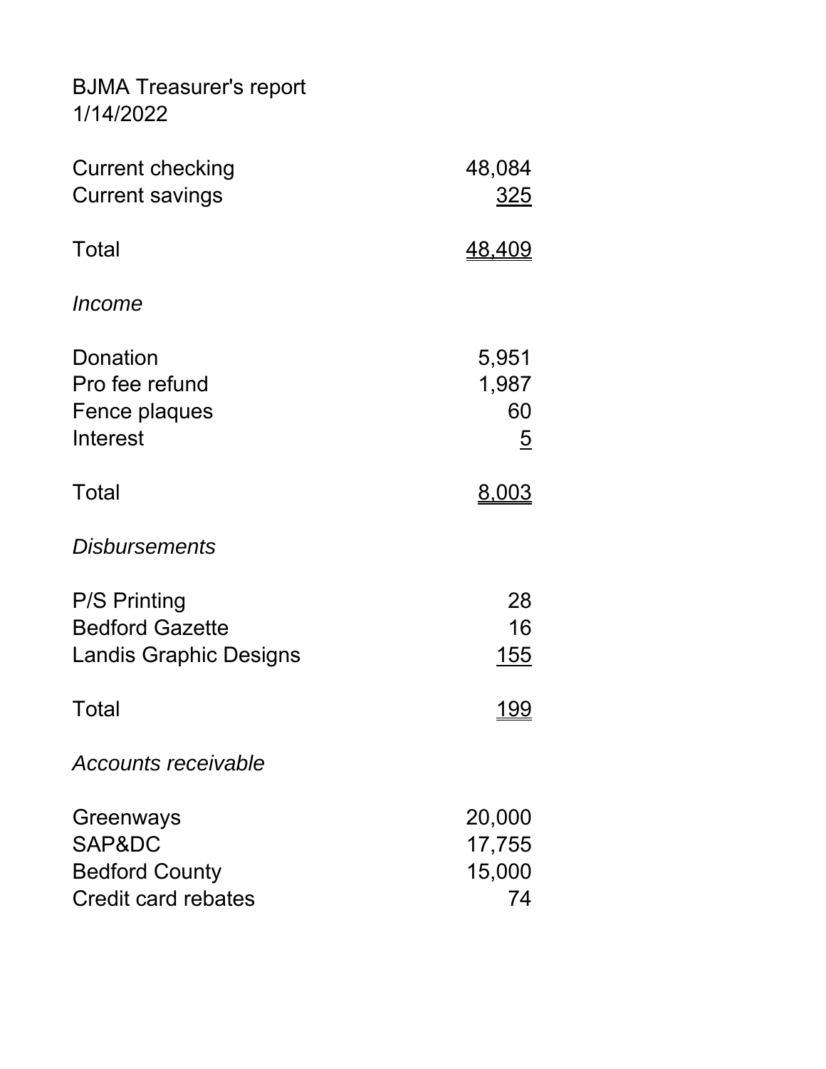BJMA Treasurer's report
1/14/2022

| | |
|---|---|
| Current checking | 48,084 |
| Current savings | 325 |
| Total | 48,409 |
| *Income* | |
| Donation | 5,951 |
| Pro fee refund | 1,987 |
| Fence plaques | 60 |
| Interest | 5 |
| Total | 8,003 |
| *Disbursements* | |
| P/S Printing | 28 |
| Bedford Gazette | 16 |
| Landis Graphic Designs | 155 |
| Total | 199 |
| *Accounts receivable* | |
| Greenways | 20,000 |
| SAP&DC | 17,755 |
| Bedford County | 15,000 |
| Credit card rebates | 74 |